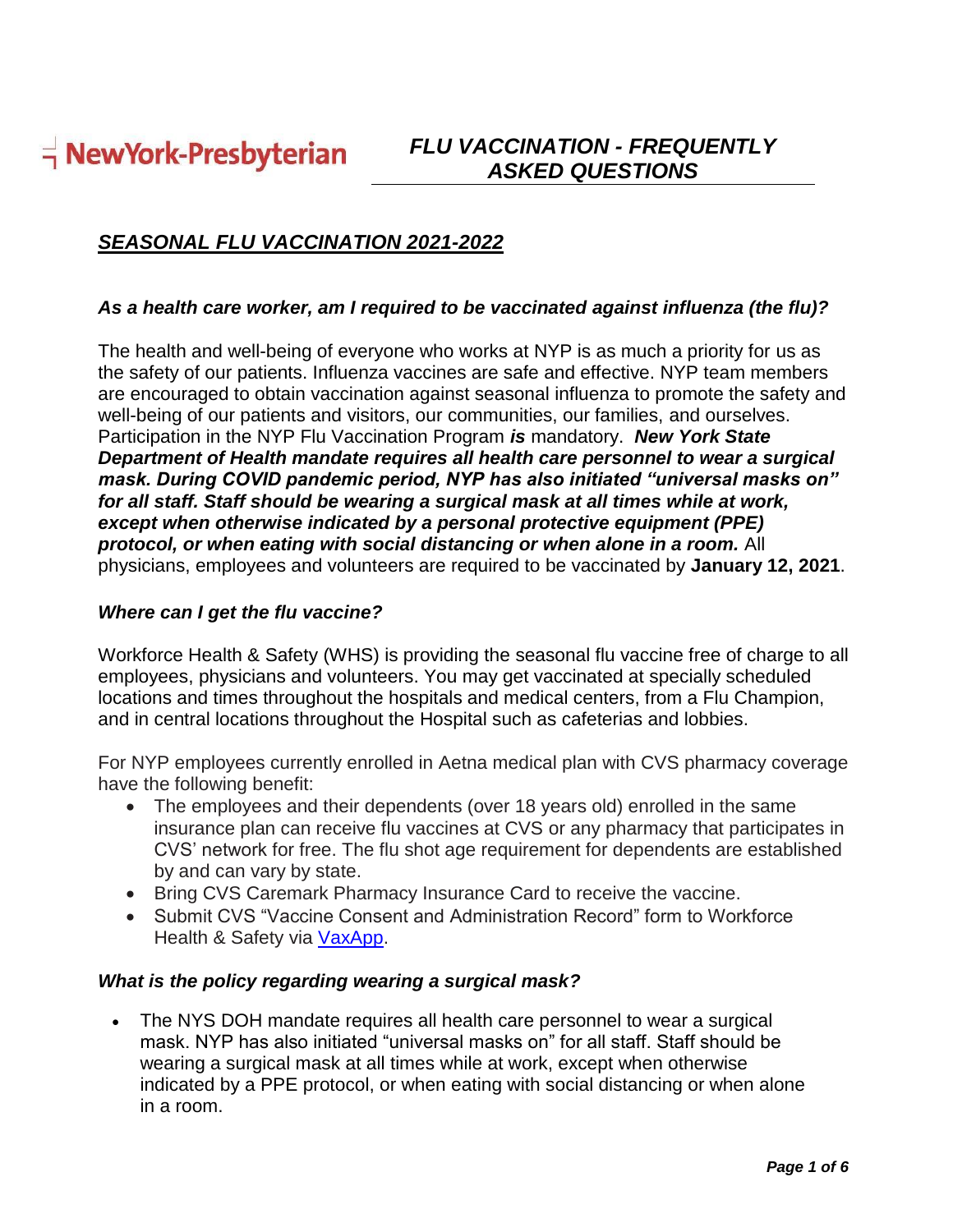NewYork-Presbyterian

# *FLU VACCINATION - FREQUENTLY ASKED QUESTIONS*

## ***SEASONAL FLU VACCINATION 2021-2022***

### *As a health care worker, am I required to be vaccinated against influenza (the flu)?*

The health and well-being of everyone who works at NYP is as much a priority for us as the safety of our patients. Influenza vaccines are safe and effective. NYP team members are encouraged to obtain vaccination against seasonal influenza to promote the safety and well-being of our patients and visitors, our communities, our families, and ourselves. Participation in the NYP Flu Vaccination Program ***is*** mandatory. ***New York State Department of Health mandate requires all health care personnel to wear a surgical mask. During COVID pandemic period, NYP has also initiated "universal masks on" for all staff. Staff should be wearing a surgical mask at all times while at work, except when otherwise indicated by a personal protective equipment (PPE) protocol, or when eating with social distancing or when alone in a room.*** All physicians, employees and volunteers are required to be vaccinated by **January 12, 2021**.

### *Where can I get the flu vaccine?*

Workforce Health & Safety (WHS) is providing the seasonal flu vaccine free of charge to all employees, physicians and volunteers. You may get vaccinated at specially scheduled locations and times throughout the hospitals and medical centers, from a Flu Champion, and in central locations throughout the Hospital such as cafeterias and lobbies.

For NYP employees currently enrolled in Aetna medical plan with CVS pharmacy coverage have the following benefit:

- The employees and their dependents (over 18 years old) enrolled in the same insurance plan can receive flu vaccines at CVS or any pharmacy that participates in CVS' network for free. The flu shot age requirement for dependents are established by and can vary by state.
- Bring CVS Caremark Pharmacy Insurance Card to receive the vaccine.
- Submit CVS "Vaccine Consent and Administration Record" form to Workforce Health & Safety via VaxApp.

### *What is the policy regarding wearing a surgical mask?*

- The NYS DOH mandate requires all health care personnel to wear a surgical mask. NYP has also initiated "universal masks on" for all staff. Staff should be wearing a surgical mask at all times while at work, except when otherwise indicated by a PPE protocol, or when eating with social distancing or when alone in a room.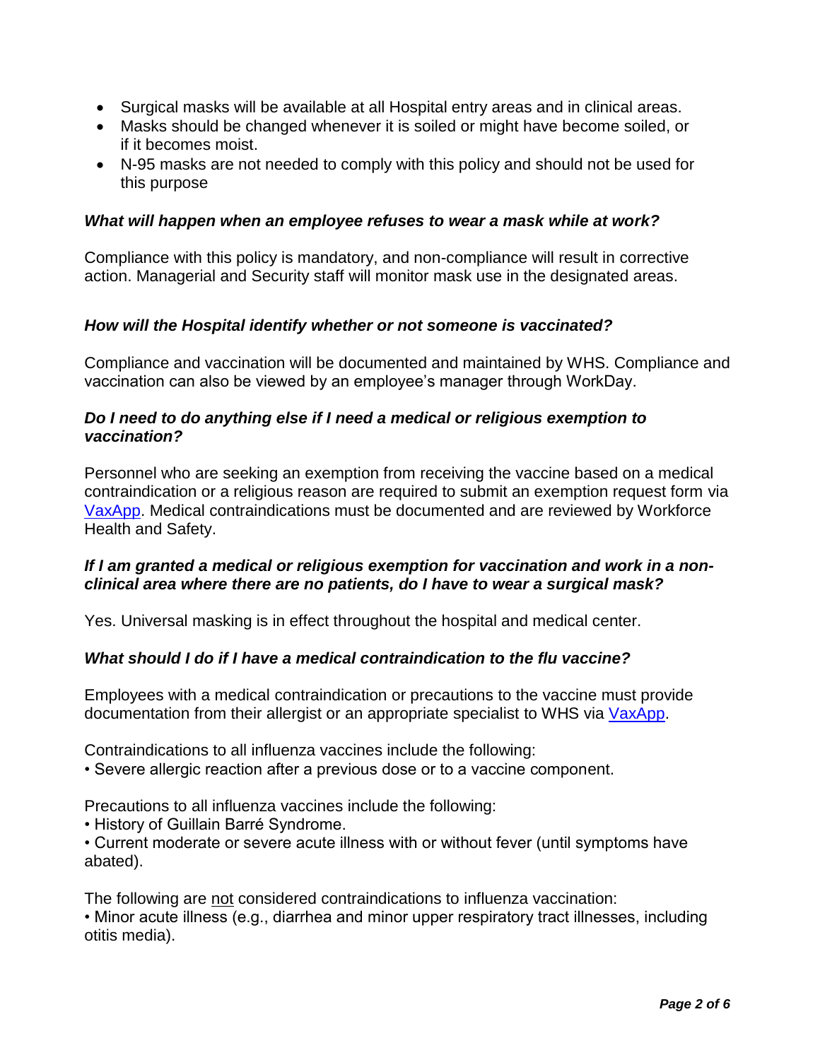- Surgical masks will be available at all Hospital entry areas and in clinical areas.
- Masks should be changed whenever it is soiled or might have become soiled, or if it becomes moist.
- N-95 masks are not needed to comply with this policy and should not be used for this purpose

***What will happen when an employee refuses to wear a mask while at work?***

Compliance with this policy is mandatory, and non-compliance will result in corrective action. Managerial and Security staff will monitor mask use in the designated areas.

***How will the Hospital identify whether or not someone is vaccinated?***

Compliance and vaccination will be documented and maintained by WHS. Compliance and vaccination can also be viewed by an employee's manager through WorkDay.

***Do I need to do anything else if I need a medical or religious exemption to vaccination?***

Personnel who are seeking an exemption from receiving the vaccine based on a medical contraindication or a religious reason are required to submit an exemption request form via VaxApp. Medical contraindications must be documented and are reviewed by Workforce Health and Safety.

***If I am granted a medical or religious exemption for vaccination and work in a non-clinical area where there are no patients, do I have to wear a surgical mask?***

Yes. Universal masking is in effect throughout the hospital and medical center.

***What should I do if I have a medical contraindication to the flu vaccine?***

Employees with a medical contraindication or precautions to the vaccine must provide documentation from their allergist or an appropriate specialist to WHS via VaxApp.

Contraindications to all influenza vaccines include the following:
• Severe allergic reaction after a previous dose or to a vaccine component.

Precautions to all influenza vaccines include the following:
• History of Guillain Barré Syndrome.
• Current moderate or severe acute illness with or without fever (until symptoms have abated).

The following are <u>not</u> considered contraindications to influenza vaccination:
• Minor acute illness (e.g., diarrhea and minor upper respiratory tract illnesses, including otitis media).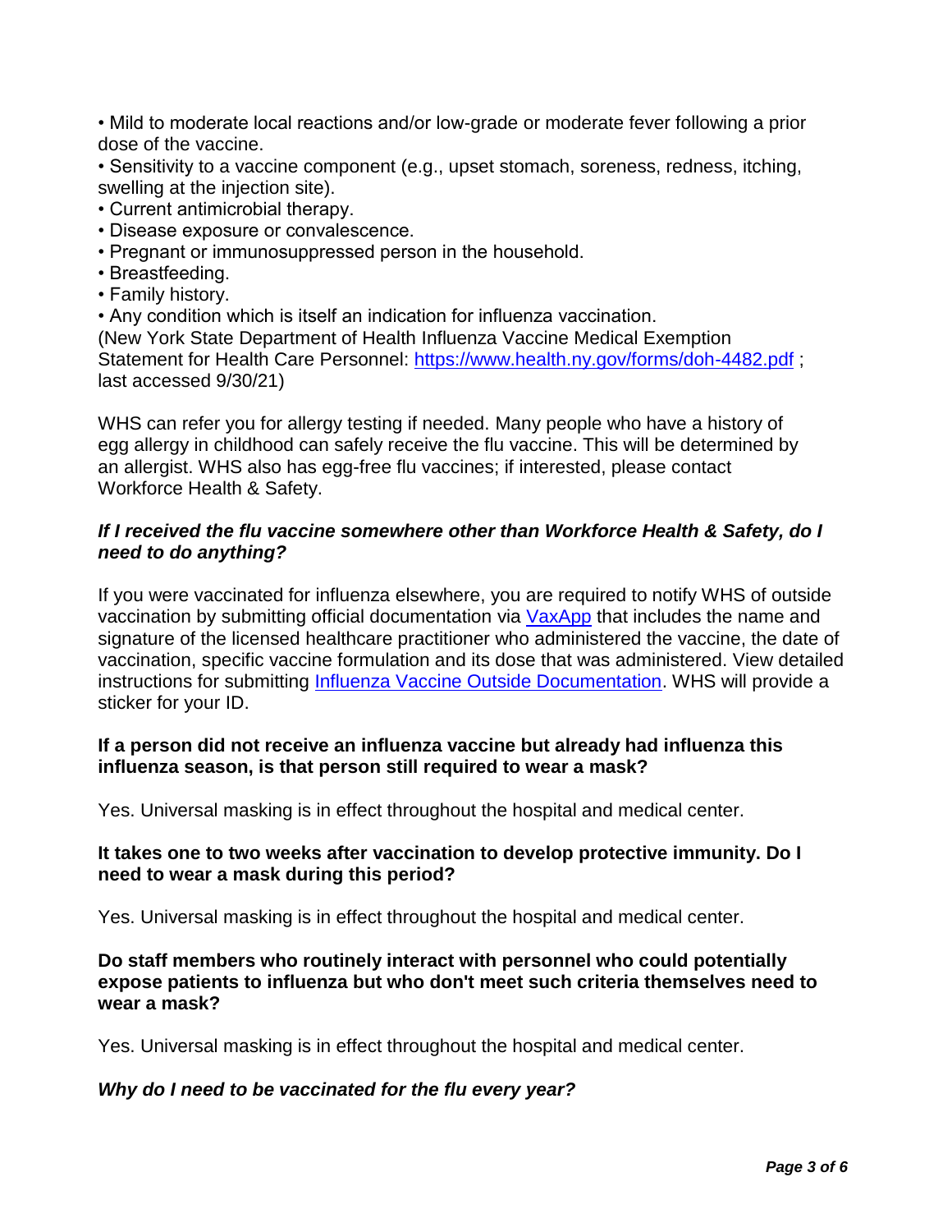- Mild to moderate local reactions and/or low-grade or moderate fever following a prior dose of the vaccine.
- Sensitivity to a vaccine component (e.g., upset stomach, soreness, redness, itching, swelling at the injection site).
- Current antimicrobial therapy.
- Disease exposure or convalescence.
- Pregnant or immunosuppressed person in the household.
- Breastfeeding.
- Family history.
- Any condition which is itself an indication for influenza vaccination.

(New York State Department of Health Influenza Vaccine Medical Exemption Statement for Health Care Personnel: [https://www.health.ny.gov/forms/doh-4482.pdf](https://www.health.ny.gov/forms/doh-4482.pdf) ; last accessed 9/30/21)

WHS can refer you for allergy testing if needed. Many people who have a history of egg allergy in childhood can safely receive the flu vaccine. This will be determined by an allergist. WHS also has egg-free flu vaccines; if interested, please contact Workforce Health & Safety.

***If I received the flu vaccine somewhere other than Workforce Health & Safety, do I need to do anything?***

If you were vaccinated for influenza elsewhere, you are required to notify WHS of outside vaccination by submitting official documentation via VaxApp that includes the name and signature of the licensed healthcare practitioner who administered the vaccine, the date of vaccination, specific vaccine formulation and its dose that was administered. View detailed instructions for submitting Influenza Vaccine Outside Documentation. WHS will provide a sticker for your ID.

**If a person did not receive an influenza vaccine but already had influenza this influenza season, is that person still required to wear a mask?**

Yes. Universal masking is in effect throughout the hospital and medical center.

**It takes one to two weeks after vaccination to develop protective immunity. Do I need to wear a mask during this period?**

Yes. Universal masking is in effect throughout the hospital and medical center.

**Do staff members who routinely interact with personnel who could potentially expose patients to influenza but who don't meet such criteria themselves need to wear a mask?**

Yes. Universal masking is in effect throughout the hospital and medical center.

***Why do I need to be vaccinated for the flu every year?***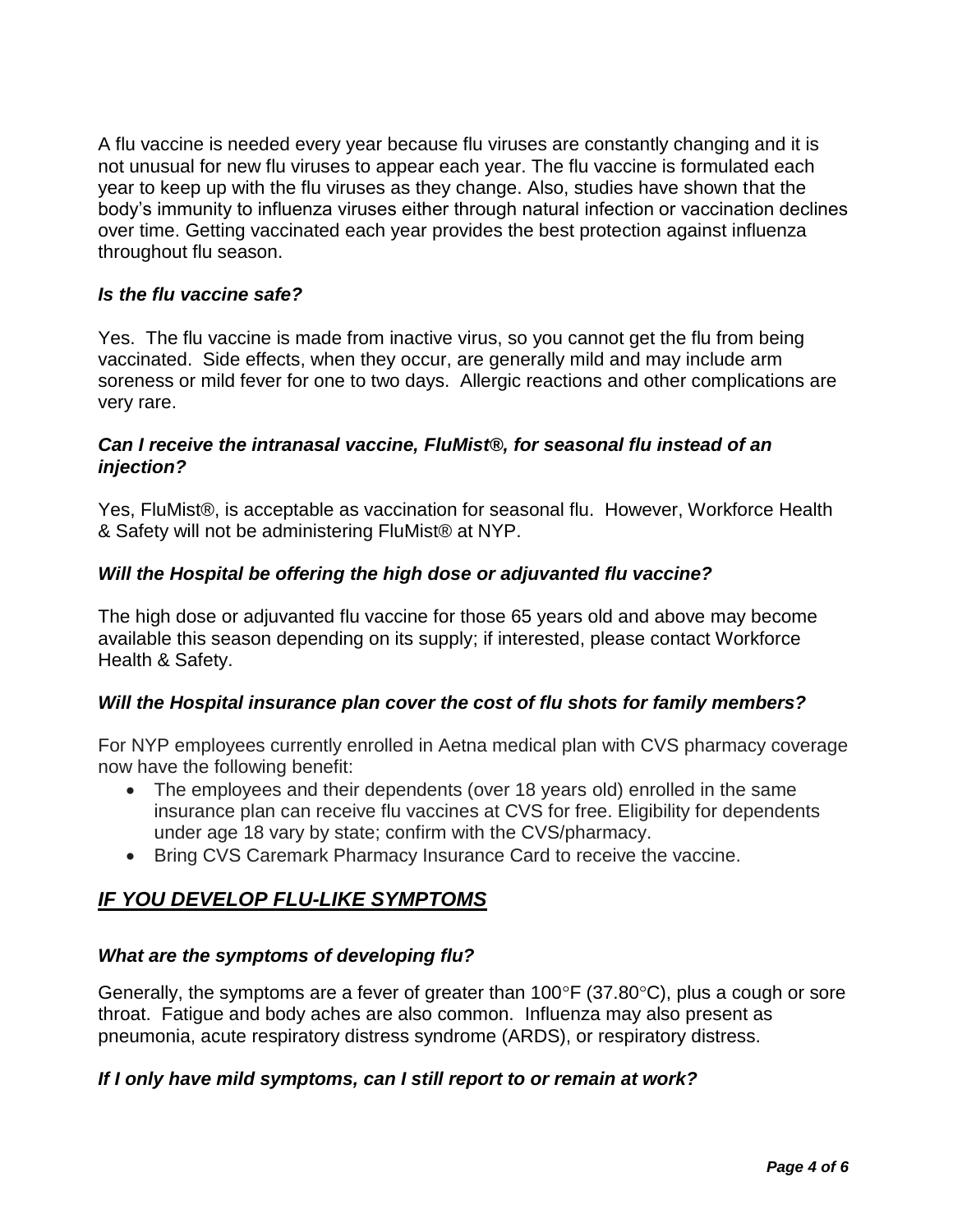A flu vaccine is needed every year because flu viruses are constantly changing and it is not unusual for new flu viruses to appear each year. The flu vaccine is formulated each year to keep up with the flu viruses as they change. Also, studies have shown that the body's immunity to influenza viruses either through natural infection or vaccination declines over time. Getting vaccinated each year provides the best protection against influenza throughout flu season.

***Is the flu vaccine safe?***

Yes. The flu vaccine is made from inactive virus, so you cannot get the flu from being vaccinated. Side effects, when they occur, are generally mild and may include arm soreness or mild fever for one to two days. Allergic reactions and other complications are very rare.

***Can I receive the intranasal vaccine, FluMist®, for seasonal flu instead of an injection?***

Yes, FluMist®, is acceptable as vaccination for seasonal flu. However, Workforce Health & Safety will not be administering FluMist® at NYP.

***Will the Hospital be offering the high dose or adjuvanted flu vaccine?***

The high dose or adjuvanted flu vaccine for those 65 years old and above may become available this season depending on its supply; if interested, please contact Workforce Health & Safety.

***Will the Hospital insurance plan cover the cost of flu shots for family members?***

For NYP employees currently enrolled in Aetna medical plan with CVS pharmacy coverage now have the following benefit:

- The employees and their dependents (over 18 years old) enrolled in the same insurance plan can receive flu vaccines at CVS for free. Eligibility for dependents under age 18 vary by state; confirm with the CVS/pharmacy.
- Bring CVS Caremark Pharmacy Insurance Card to receive the vaccine.

## ***<u>IF YOU DEVELOP FLU-LIKE SYMPTOMS</u>***

***What are the symptoms of developing flu?***

Generally, the symptoms are a fever of greater than 100°F (37.80°C), plus a cough or sore throat. Fatigue and body aches are also common. Influenza may also present as pneumonia, acute respiratory distress syndrome (ARDS), or respiratory distress.

***If I only have mild symptoms, can I still report to or remain at work?***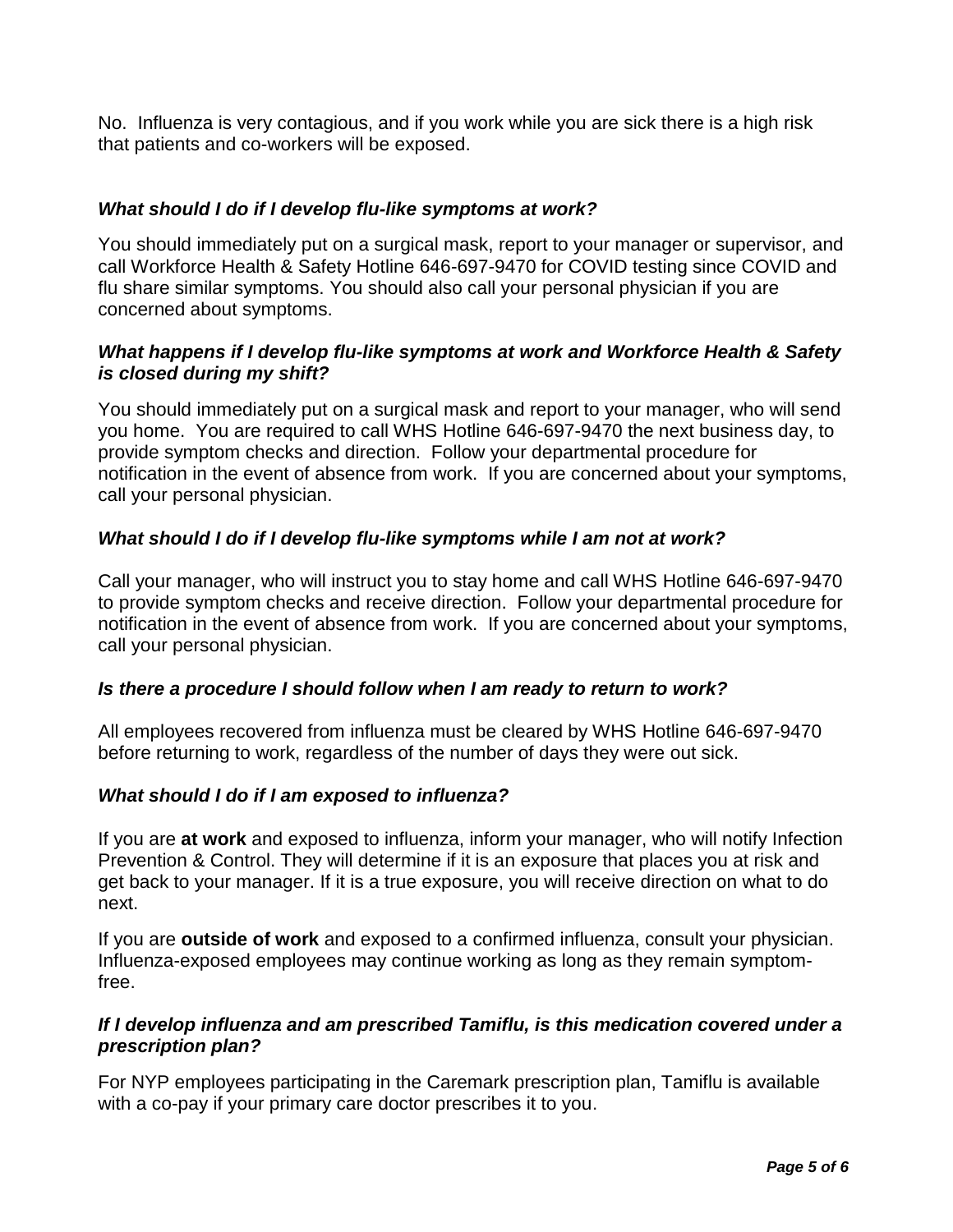No. Influenza is very contagious, and if you work while you are sick there is a high risk that patients and co-workers will be exposed.

***What should I do if I develop flu-like symptoms at work?***

You should immediately put on a surgical mask, report to your manager or supervisor, and call Workforce Health & Safety Hotline 646-697-9470 for COVID testing since COVID and flu share similar symptoms. You should also call your personal physician if you are concerned about symptoms.

***What happens if I develop flu-like symptoms at work and Workforce Health & Safety is closed during my shift?***

You should immediately put on a surgical mask and report to your manager, who will send you home. You are required to call WHS Hotline 646-697-9470 the next business day, to provide symptom checks and direction. Follow your departmental procedure for notification in the event of absence from work. If you are concerned about your symptoms, call your personal physician.

***What should I do if I develop flu-like symptoms while I am not at work?***

Call your manager, who will instruct you to stay home and call WHS Hotline 646-697-9470 to provide symptom checks and receive direction. Follow your departmental procedure for notification in the event of absence from work. If you are concerned about your symptoms, call your personal physician.

***Is there a procedure I should follow when I am ready to return to work?***

All employees recovered from influenza must be cleared by WHS Hotline 646-697-9470 before returning to work, regardless of the number of days they were out sick.

***What should I do if I am exposed to influenza?***

If you are **at work** and exposed to influenza, inform your manager, who will notify Infection Prevention & Control. They will determine if it is an exposure that places you at risk and get back to your manager. If it is a true exposure, you will receive direction on what to do next.

If you are **outside of work** and exposed to a confirmed influenza, consult your physician. Influenza-exposed employees may continue working as long as they remain symptom-free.

***If I develop influenza and am prescribed Tamiflu, is this medication covered under a prescription plan?***

For NYP employees participating in the Caremark prescription plan, Tamiflu is available with a co-pay if your primary care doctor prescribes it to you.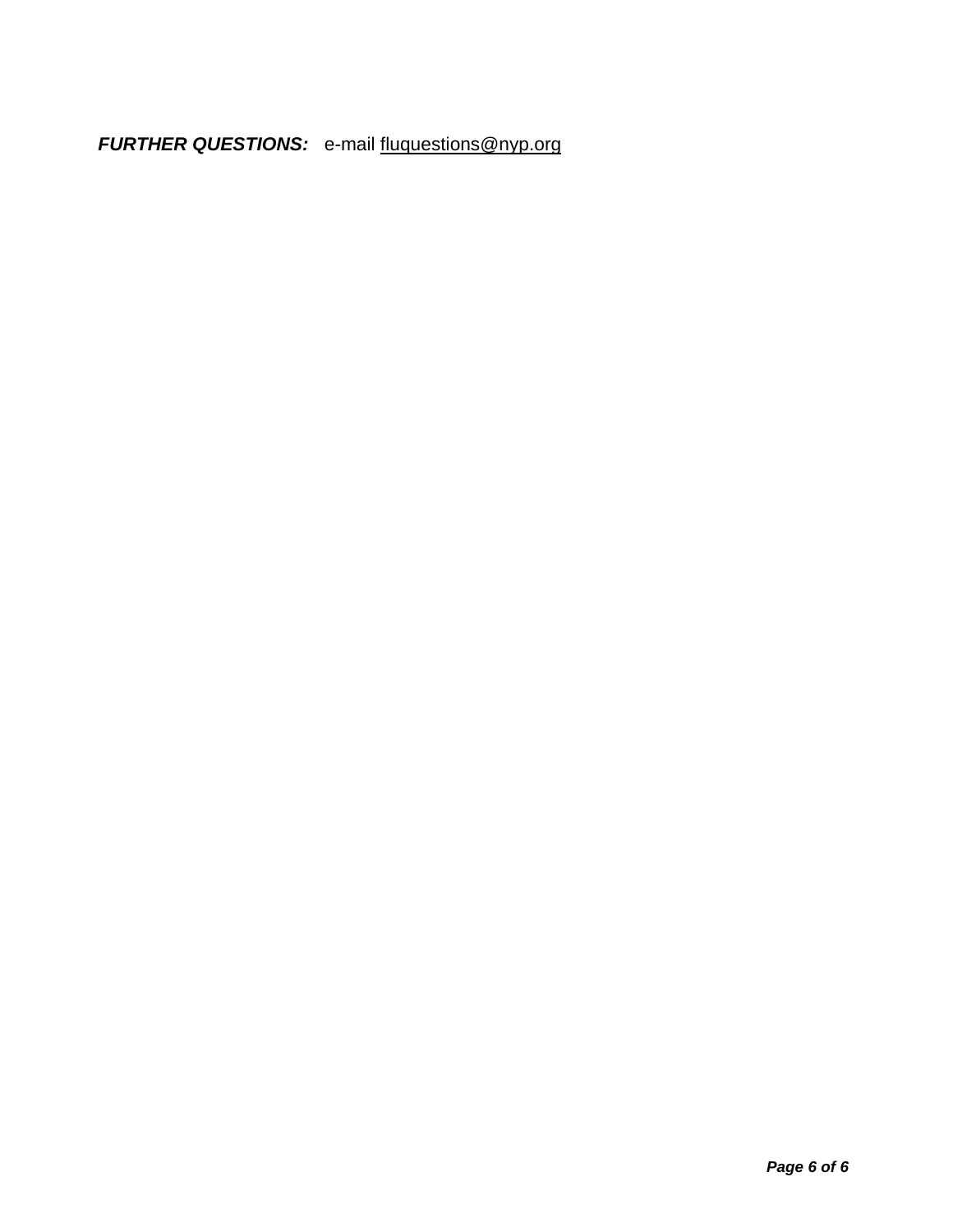***FURTHER QUESTIONS:*** e-mail fluquestions@nyp.org